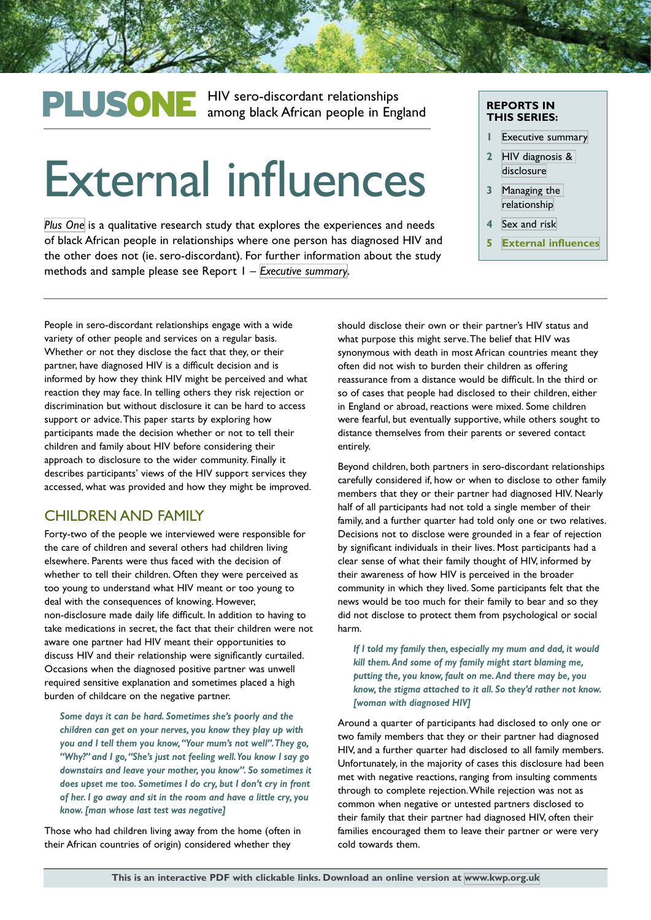**PLUSONE** HIV sero-discordant relationships among black African people in England

**REPORTS IN THIS SERIES:**

1. Executive summary
2. HIV diagnosis & disclosure
3. Managing the relationship
4. Sex and risk
5. **External influences**

# External influences

*Plus One* is a qualitative research study that explores the experiences and needs of black African people in relationships where one person has diagnosed HIV and the other does not (ie. sero-discordant). For further information about the study methods and sample please see Report 1 – *Executive summary*.

People in sero-discordant relationships engage with a wide variety of other people and services on a regular basis. Whether or not they disclose the fact that they, or their partner, have diagnosed HIV is a difficult decision and is informed by how they think HIV might be perceived and what reaction they may face. In telling others they risk rejection or discrimination but without disclosure it can be hard to access support or advice. This paper starts by exploring how participants made the decision whether or not to tell their children and family about HIV before considering their approach to disclosure to the wider community. Finally it describes participants' views of the HIV support services they accessed, what was provided and how they might be improved.

## CHILDREN AND FAMILY

Forty-two of the people we interviewed were responsible for the care of children and several others had children living elsewhere. Parents were thus faced with the decision of whether to tell their children. Often they were perceived as too young to understand what HIV meant or too young to deal with the consequences of knowing. However, non-disclosure made daily life difficult. In addition to having to take medications in secret, the fact that their children were not aware one partner had HIV meant their opportunities to discuss HIV and their relationship were significantly curtailed. Occasions when the diagnosed positive partner was unwell required sensitive explanation and sometimes placed a high burden of childcare on the negative partner.

> ***Some days it can be hard. Sometimes she's poorly and the children can get on your nerves, you know they play up with you and I tell them you know, "Your mum's not well". They go, "Why?" and I go, "She's just not feeling well. You know I say go downstairs and leave your mother, you know". So sometimes it does upset me too. Sometimes I do cry, but I don't cry in front of her. I go away and sit in the room and have a little cry, you know. [man whose last test was negative]***

Those who had children living away from the home (often in their African countries of origin) considered whether they should disclose their own or their partner's HIV status and what purpose this might serve. The belief that HIV was synonymous with death in most African countries meant they often did not wish to burden their children as offering reassurance from a distance would be difficult. In the third or so of cases that people had disclosed to their children, either in England or abroad, reactions were mixed. Some children were fearful, but eventually supportive, while others sought to distance themselves from their parents or severed contact entirely.

Beyond children, both partners in sero-discordant relationships carefully considered if, how or when to disclose to other family members that they or their partner had diagnosed HIV. Nearly half of all participants had not told a single member of their family, and a further quarter had told only one or two relatives. Decisions not to disclose were grounded in a fear of rejection by significant individuals in their lives. Most participants had a clear sense of what their family thought of HIV, informed by their awareness of how HIV is perceived in the broader community in which they lived. Some participants felt that the news would be too much for their family to bear and so they did not disclose to protect them from psychological or social harm.

> ***If I told my family then, especially my mum and dad, it would kill them. And some of my family might start blaming me, putting the, you know, fault on me. And there may be, you know, the stigma attached to it all. So they'd rather not know. [woman with diagnosed HIV]***

Around a quarter of participants had disclosed to only one or two family members that they or their partner had diagnosed HIV, and a further quarter had disclosed to all family members. Unfortunately, in the majority of cases this disclosure had been met with negative reactions, ranging from insulting comments through to complete rejection. While rejection was not as common when negative or untested partners disclosed to their family that their partner had diagnosed HIV, often their families encouraged them to leave their partner or were very cold towards them.

This is an interactive PDF with clickable links. Download an online version at www.kwp.org.uk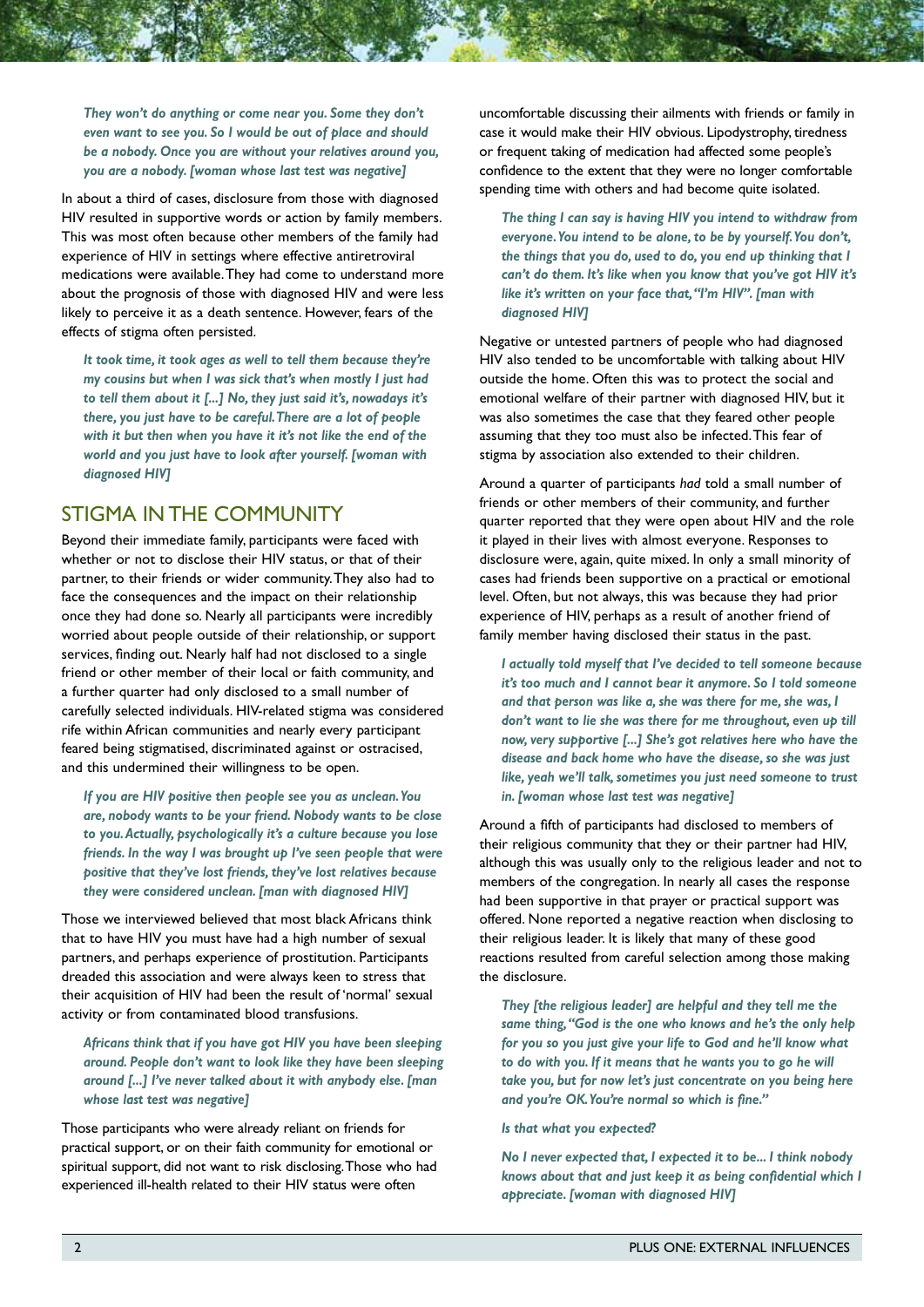*They won't do anything or come near you. Some they don't even want to see you. So I would be out of place and should be a nobody. Once you are without your relatives around you, you are a nobody. [woman whose last test was negative]*

In about a third of cases, disclosure from those with diagnosed HIV resulted in supportive words or action by family members. This was most often because other members of the family had experience of HIV in settings where effective antiretroviral medications were available. They had come to understand more about the prognosis of those with diagnosed HIV and were less likely to perceive it as a death sentence. However, fears of the effects of stigma often persisted.

*It took time, it took ages as well to tell them because they're my cousins but when I was sick that's when mostly I just had to tell them about it [...] No, they just said it's, nowadays it's there, you just have to be careful. There are a lot of people with it but then when you have it it's not like the end of the world and you just have to look after yourself. [woman with diagnosed HIV]*

## STIGMA IN THE COMMUNITY

Beyond their immediate family, participants were faced with whether or not to disclose their HIV status, or that of their partner, to their friends or wider community. They also had to face the consequences and the impact on their relationship once they had done so. Nearly all participants were incredibly worried about people outside of their relationship, or support services, finding out. Nearly half had not disclosed to a single friend or other member of their local or faith community, and a further quarter had only disclosed to a small number of carefully selected individuals. HIV-related stigma was considered rife within African communities and nearly every participant feared being stigmatised, discriminated against or ostracised, and this undermined their willingness to be open.

*If you are HIV positive then people see you as unclean. You are, nobody wants to be your friend. Nobody wants to be close to you. Actually, psychologically it's a culture because you lose friends. In the way I was brought up I've seen people that were positive that they've lost friends, they've lost relatives because they were considered unclean. [man with diagnosed HIV]*

Those we interviewed believed that most black Africans think that to have HIV you must have had a high number of sexual partners, and perhaps experience of prostitution. Participants dreaded this association and were always keen to stress that their acquisition of HIV had been the result of 'normal' sexual activity or from contaminated blood transfusions.

*Africans think that if you have got HIV you have been sleeping around. People don't want to look like they have been sleeping around [...] I've never talked about it with anybody else. [man whose last test was negative]*

Those participants who were already reliant on friends for practical support, or on their faith community for emotional or spiritual support, did not want to risk disclosing. Those who had experienced ill-health related to their HIV status were often uncomfortable discussing their ailments with friends or family in case it would make their HIV obvious. Lipodystrophy, tiredness or frequent taking of medication had affected some people's confidence to the extent that they were no longer comfortable spending time with others and had become quite isolated.

*The thing I can say is having HIV you intend to withdraw from everyone. You intend to be alone, to be by yourself. You don't, the things that you do, used to do, you end up thinking that I can't do them. It's like when you know that you've got HIV it's like it's written on your face that, "I'm HIV". [man with diagnosed HIV]*

Negative or untested partners of people who had diagnosed HIV also tended to be uncomfortable with talking about HIV outside the home. Often this was to protect the social and emotional welfare of their partner with diagnosed HIV, but it was also sometimes the case that they feared other people assuming that they too must also be infected. This fear of stigma by association also extended to their children.

Around a quarter of participants *had* told a small number of friends or other members of their community, and further quarter reported that they were open about HIV and the role it played in their lives with almost everyone. Responses to disclosure were, again, quite mixed. In only a small minority of cases had friends been supportive on a practical or emotional level. Often, but not always, this was because they had prior experience of HIV, perhaps as a result of another friend of family member having disclosed their status in the past.

*I actually told myself that I've decided to tell someone because it's too much and I cannot bear it anymore. So I told someone and that person was like a, she was there for me, she was, I don't want to lie she was there for me throughout, even up till now, very supportive [...] She's got relatives here who have the disease and back home who have the disease, so she was just like, yeah we'll talk, sometimes you just need someone to trust in. [woman whose last test was negative]*

Around a fifth of participants had disclosed to members of their religious community that they or their partner had HIV, although this was usually only to the religious leader and not to members of the congregation. In nearly all cases the response had been supportive in that prayer or practical support was offered. None reported a negative reaction when disclosing to their religious leader. It is likely that many of these good reactions resulted from careful selection among those making the disclosure.

*They [the religious leader] are helpful and they tell me the same thing, "God is the one who knows and he's the only help for you so you just give your life to God and he'll know what to do with you. If it means that he wants you to go he will take you, but for now let's just concentrate on you being here and you're OK. You're normal so which is fine."*

*Is that what you expected?*

*No I never expected that, I expected it to be... I think nobody knows about that and just keep it as being confidential which I appreciate. [woman with diagnosed HIV]*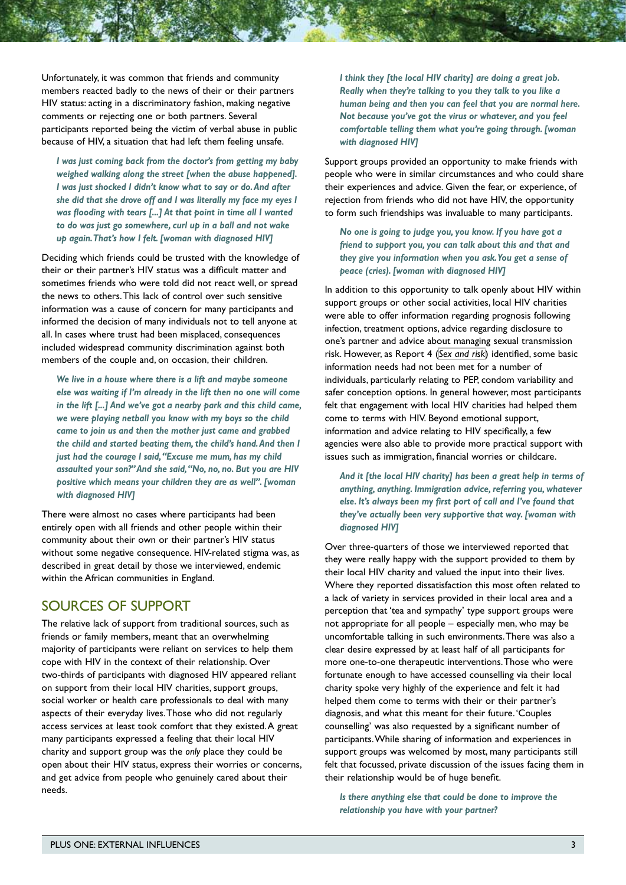Unfortunately, it was common that friends and community members reacted badly to the news of their or their partners HIV status: acting in a discriminatory fashion, making negative comments or rejecting one or both partners. Several participants reported being the victim of verbal abuse in public because of HIV, a situation that had left them feeling unsafe.

> ***I was just coming back from the doctor's from getting my baby weighed walking along the street [when the abuse happened]. I was just shocked I didn't know what to say or do. And after she did that she drove off and I was literally my face my eyes I was flooding with tears [...] At that point in time all I wanted to do was just go somewhere, curl up in a ball and not wake up again. That's how I felt. [woman with diagnosed HIV]***

Deciding which friends could be trusted with the knowledge of their or their partner's HIV status was a difficult matter and sometimes friends who were told did not react well, or spread the news to others. This lack of control over such sensitive information was a cause of concern for many participants and informed the decision of many individuals not to tell anyone at all. In cases where trust had been misplaced, consequences included widespread community discrimination against both members of the couple and, on occasion, their children.

> ***We live in a house where there is a lift and maybe someone else was waiting if I'm already in the lift then no one will come in the lift [...] And we've got a nearby park and this child came, we were playing netball you know with my boys so the child came to join us and then the mother just came and grabbed the child and started beating them, the child's hand. And then I just had the courage I said, "Excuse me mum, has my child assaulted your son?" And she said, "No, no, no. But you are HIV positive which means your children they are as well". [woman with diagnosed HIV]***

There were almost no cases where participants had been entirely open with all friends and other people within their community about their own or their partner's HIV status without some negative consequence. HIV-related stigma was, as described in great detail by those we interviewed, endemic within the African communities in England.

## SOURCES OF SUPPORT

The relative lack of support from traditional sources, such as friends or family members, meant that an overwhelming majority of participants were reliant on services to help them cope with HIV in the context of their relationship. Over two-thirds of participants with diagnosed HIV appeared reliant on support from their local HIV charities, support groups, social worker or health care professionals to deal with many aspects of their everyday lives. Those who did not regularly access services at least took comfort that they existed. A great many participants expressed a feeling that their local HIV charity and support group was the *only* place they could be open about their HIV status, express their worries or concerns, and get advice from people who genuinely cared about their needs.

> ***I think they [the local HIV charity] are doing a great job. Really when they're talking to you they talk to you like a human being and then you can feel that you are normal here. Not because you've got the virus or whatever, and you feel comfortable telling them what you're going through. [woman with diagnosed HIV]***

Support groups provided an opportunity to make friends with people who were in similar circumstances and who could share their experiences and advice. Given the fear, or experience, of rejection from friends who did not have HIV, the opportunity to form such friendships was invaluable to many participants.

> ***No one is going to judge you, you know. If you have got a friend to support you, you can talk about this and that and they give you information when you ask. You get a sense of peace (cries). [woman with diagnosed HIV]***

In addition to this opportunity to talk openly about HIV within support groups or other social activities, local HIV charities were able to offer information regarding prognosis following infection, treatment options, advice regarding disclosure to one's partner and advice about managing sexual transmission risk. However, as Report 4 (*Sex and risk*) identified, some basic information needs had not been met for a number of individuals, particularly relating to PEP, condom variability and safer conception options. In general however, most participants felt that engagement with local HIV charities had helped them come to terms with HIV. Beyond emotional support, information and advice relating to HIV specifically, a few agencies were also able to provide more practical support with issues such as immigration, financial worries or childcare.

> ***And it [the local HIV charity] has been a great help in terms of anything, anything. Immigration advice, referring you, whatever else. It's always been my first port of call and I've found that they've actually been very supportive that way. [woman with diagnosed HIV]***

Over three-quarters of those we interviewed reported that they were really happy with the support provided to them by their local HIV charity and valued the input into their lives. Where they reported dissatisfaction this most often related to a lack of variety in services provided in their local area and a perception that 'tea and sympathy' type support groups were not appropriate for all people – especially men, who may be uncomfortable talking in such environments. There was also a clear desire expressed by at least half of all participants for more one-to-one therapeutic interventions. Those who were fortunate enough to have accessed counselling via their local charity spoke very highly of the experience and felt it had helped them come to terms with their or their partner's diagnosis, and what this meant for their future. 'Couples counselling' was also requested by a significant number of participants. While sharing of information and experiences in support groups was welcomed by most, many participants still felt that focussed, private discussion of the issues facing them in their relationship would be of huge benefit.

> ***Is there anything else that could be done to improve the relationship you have with your partner?***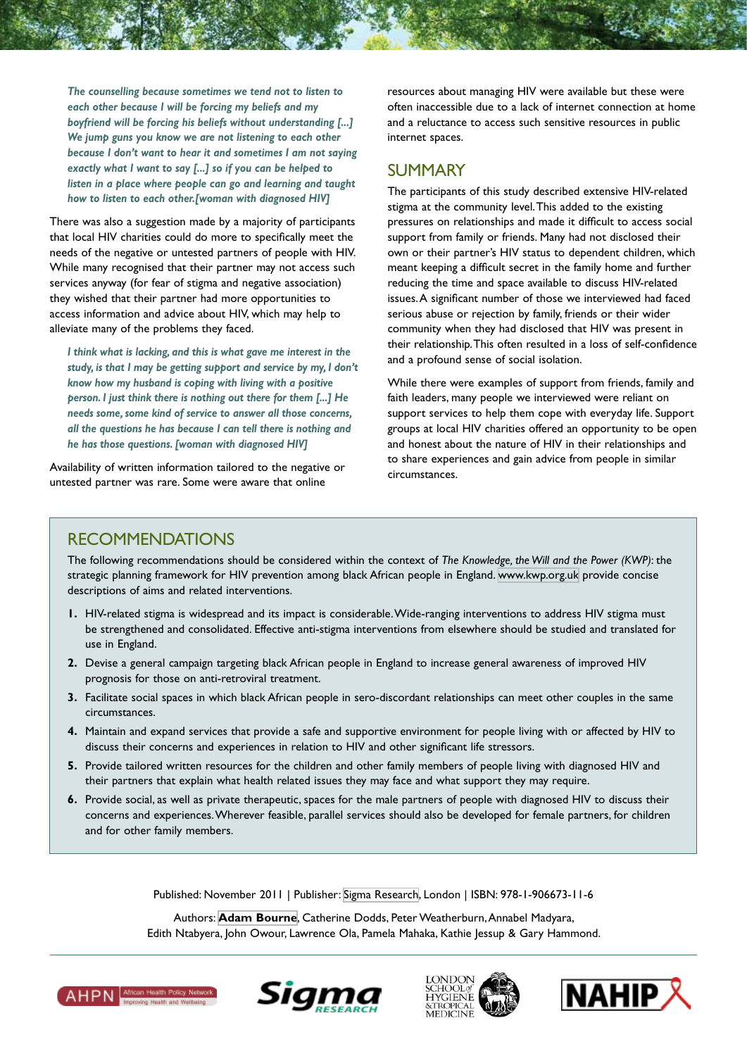*The counselling because sometimes we tend not to listen to each other because I will be forcing my beliefs and my boyfriend will be forcing his beliefs without understanding [...] We jump guns you know we are not listening to each other because I don't want to hear it and sometimes I am not saying exactly what I want to say [...] so if you can be helped to listen in a place where people can go and learning and taught how to listen to each other.[woman with diagnosed HIV]*

There was also a suggestion made by a majority of participants that local HIV charities could do more to specifically meet the needs of the negative or untested partners of people with HIV. While many recognised that their partner may not access such services anyway (for fear of stigma and negative association) they wished that their partner had more opportunities to access information and advice about HIV, which may help to alleviate many of the problems they faced.

*I think what is lacking, and this is what gave me interest in the study, is that I may be getting support and service by my, I don't know how my husband is coping with living with a positive person. I just think there is nothing out there for them [...] He needs some, some kind of service to answer all those concerns, all the questions he has because I can tell there is nothing and he has those questions. [woman with diagnosed HIV]*

Availability of written information tailored to the negative or untested partner was rare. Some were aware that online resources about managing HIV were available but these were often inaccessible due to a lack of internet connection at home and a reluctance to access such sensitive resources in public internet spaces.

## SUMMARY

The participants of this study described extensive HIV-related stigma at the community level. This added to the existing pressures on relationships and made it difficult to access social support from family or friends. Many had not disclosed their own or their partner's HIV status to dependent children, which meant keeping a difficult secret in the family home and further reducing the time and space available to discuss HIV-related issues. A significant number of those we interviewed had faced serious abuse or rejection by family, friends or their wider community when they had disclosed that HIV was present in their relationship. This often resulted in a loss of self-confidence and a profound sense of social isolation.

While there were examples of support from friends, family and faith leaders, many people we interviewed were reliant on support services to help them cope with everyday life. Support groups at local HIV charities offered an opportunity to be open and honest about the nature of HIV in their relationships and to share experiences and gain advice from people in similar circumstances.

## RECOMMENDATIONS

The following recommendations should be considered within the context of *The Knowledge, the Will and the Power (KWP)*: the strategic planning framework for HIV prevention among black African people in England. www.kwp.org.uk provide concise descriptions of aims and related interventions.

1. HIV-related stigma is widespread and its impact is considerable. Wide-ranging interventions to address HIV stigma must be strengthened and consolidated. Effective anti-stigma interventions from elsewhere should be studied and translated for use in England.
2. Devise a general campaign targeting black African people in England to increase general awareness of improved HIV prognosis for those on anti-retroviral treatment.
3. Facilitate social spaces in which black African people in sero-discordant relationships can meet other couples in the same circumstances.
4. Maintain and expand services that provide a safe and supportive environment for people living with or affected by HIV to discuss their concerns and experiences in relation to HIV and other significant life stressors.
5. Provide tailored written resources for the children and other family members of people living with diagnosed HIV and their partners that explain what health related issues they may face and what support they may require.
6. Provide social, as well as private therapeutic, spaces for the male partners of people with diagnosed HIV to discuss their concerns and experiences. Wherever feasible, parallel services should also be developed for female partners, for children and for other family members.

Published: November 2011 | Publisher: Sigma Research, London | ISBN: 978-1-906673-11-6

Authors: **Adam Bourne**, Catherine Dodds, Peter Weatherburn, Annabel Madyara, Edith Ntabyera, John Owour, Lawrence Ola, Pamela Mahaka, Kathie Jessup & Gary Hammond.

AHPN African Health Policy Network Improving Health and Wellbeing

Sigma RESEARCH

LONDON SCHOOL of HYGIENE & TROPICAL MEDICINE

NAHIP